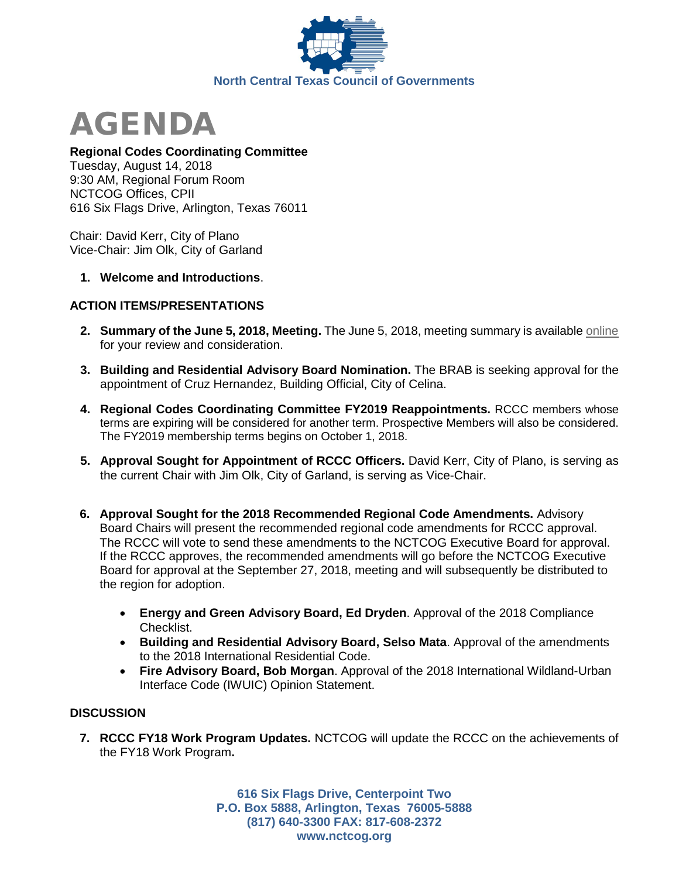North Central Texas Council of Governments

# AGENDA

**Regional Codes Coordinating Committee**
Tuesday, August 14, 2018
9:30 AM, Regional Forum Room
NCTCOG Offices, CPII
616 Six Flags Drive, Arlington, Texas 76011

Chair: David Kerr, City of Plano
Vice-Chair: Jim Olk, City of Garland

1. **Welcome and Introductions**.

**ACTION ITEMS/PRESENTATIONS**

2. **Summary of the June 5, 2018, Meeting.** The June 5, 2018, meeting summary is available online for your review and consideration.
3. **Building and Residential Advisory Board Nomination.** The BRAB is seeking approval for the appointment of Cruz Hernandez, Building Official, City of Celina.
4. **Regional Codes Coordinating Committee FY2019 Reappointments.** RCCC members whose terms are expiring will be considered for another term. Prospective Members will also be considered. The FY2019 membership terms begins on October 1, 2018.
5. **Approval Sought for Appointment of RCCC Officers.** David Kerr, City of Plano, is serving as the current Chair with Jim Olk, City of Garland, is serving as Vice-Chair.
6. **Approval Sought for the 2018 Recommended Regional Code Amendments.** Advisory Board Chairs will present the recommended regional code amendments for RCCC approval. The RCCC will vote to send these amendments to the NCTCOG Executive Board for approval. If the RCCC approves, the recommended amendments will go before the NCTCOG Executive Board for approval at the September 27, 2018, meeting and will subsequently be distributed to the region for adoption.
   - **Energy and Green Advisory Board, Ed Dryden**. Approval of the 2018 Compliance Checklist.
   - **Building and Residential Advisory Board, Selso Mata**. Approval of the amendments to the 2018 International Residential Code.
   - **Fire Advisory Board, Bob Morgan**. Approval of the 2018 International Wildland-Urban Interface Code (IWUIC) Opinion Statement.

**DISCUSSION**

7. **RCCC FY18 Work Program Updates.** NCTCOG will update the RCCC on the achievements of the FY18 Work Program**.**

616 Six Flags Drive, Centerpoint Two
P.O. Box 5888, Arlington, Texas 76005-5888
(817) 640-3300 FAX: 817-608-2372
www.nctcog.org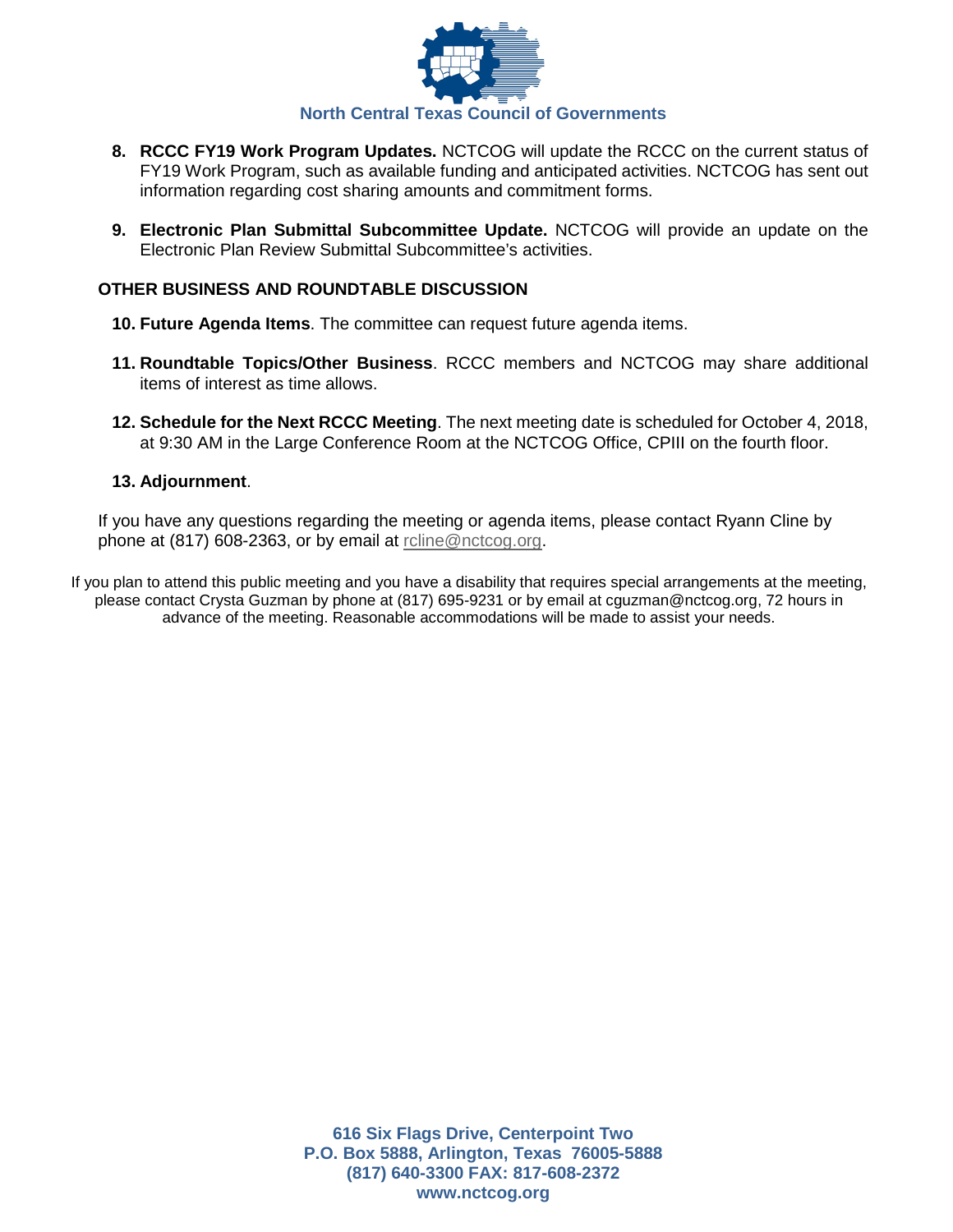North Central Texas Council of Governments

8. **RCCC FY19 Work Program Updates.** NCTCOG will update the RCCC on the current status of FY19 Work Program, such as available funding and anticipated activities. NCTCOG has sent out information regarding cost sharing amounts and commitment forms.

9. **Electronic Plan Submittal Subcommittee Update.** NCTCOG will provide an update on the Electronic Plan Review Submittal Subcommittee's activities.

## OTHER BUSINESS AND ROUNDTABLE DISCUSSION

10. **Future Agenda Items**. The committee can request future agenda items.

11. **Roundtable Topics/Other Business**. RCCC members and NCTCOG may share additional items of interest as time allows.

12. **Schedule for the Next RCCC Meeting**. The next meeting date is scheduled for October 4, 2018, at 9:30 AM in the Large Conference Room at the NCTCOG Office, CPIII on the fourth floor.

13. **Adjournment**.

If you have any questions regarding the meeting or agenda items, please contact Ryann Cline by phone at (817) 608-2363, or by email at rcline@nctcog.org.

If you plan to attend this public meeting and you have a disability that requires special arrangements at the meeting, please contact Crysta Guzman by phone at (817) 695-9231 or by email at cguzman@nctcog.org, 72 hours in advance of the meeting. Reasonable accommodations will be made to assist your needs.

**616 Six Flags Drive, Centerpoint Two**
**P.O. Box 5888, Arlington, Texas 76005-5888**
**(817) 640-3300 FAX: 817-608-2372**
**www.nctcog.org**